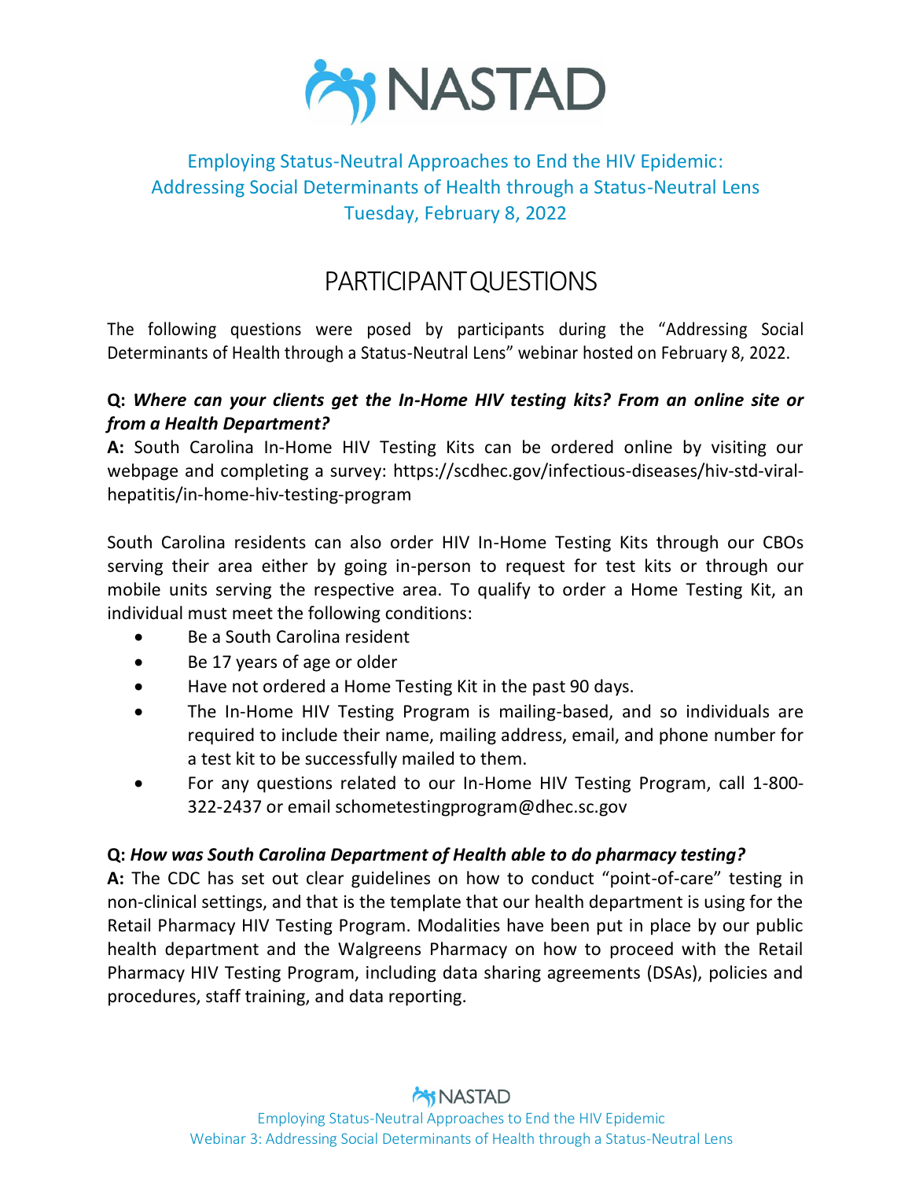# NASTAD

Employing Status-Neutral Approaches to End the HIV Epidemic:
Addressing Social Determinants of Health through a Status-Neutral Lens
Tuesday, February 8, 2022

## PARTICIPANT QUESTIONS

The following questions were posed by participants during the "Addressing Social Determinants of Health through a Status-Neutral Lens" webinar hosted on February 8, 2022.

**Q:** ***Where can your clients get the In-Home HIV testing kits? From an online site or from a Health Department?***

**A:** South Carolina In-Home HIV Testing Kits can be ordered online by visiting our webpage and completing a survey: https://scdhec.gov/infectious-diseases/hiv-std-viral-hepatitis/in-home-hiv-testing-program

South Carolina residents can also order HIV In-Home Testing Kits through our CBOs serving their area either by going in-person to request for test kits or through our mobile units serving the respective area. To qualify to order a Home Testing Kit, an individual must meet the following conditions:

- Be a South Carolina resident
- Be 17 years of age or older
- Have not ordered a Home Testing Kit in the past 90 days.
- The In-Home HIV Testing Program is mailing-based, and so individuals are required to include their name, mailing address, email, and phone number for a test kit to be successfully mailed to them.
- For any questions related to our In-Home HIV Testing Program, call 1-800-322-2437 or email schometestingprogram@dhec.sc.gov

**Q:** ***How was South Carolina Department of Health able to do pharmacy testing?***

**A:** The CDC has set out clear guidelines on how to conduct "point-of-care" testing in non-clinical settings, and that is the template that our health department is using for the Retail Pharmacy HIV Testing Program. Modalities have been put in place by our public health department and the Walgreens Pharmacy on how to proceed with the Retail Pharmacy HIV Testing Program, including data sharing agreements (DSAs), policies and procedures, staff training, and data reporting.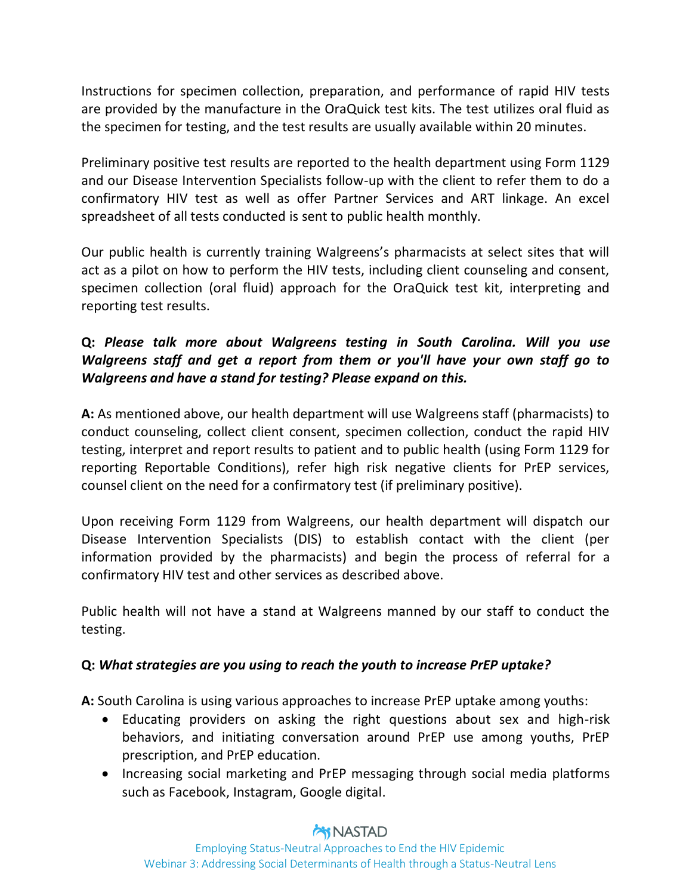Instructions for specimen collection, preparation, and performance of rapid HIV tests are provided by the manufacture in the OraQuick test kits. The test utilizes oral fluid as the specimen for testing, and the test results are usually available within 20 minutes.

Preliminary positive test results are reported to the health department using Form 1129 and our Disease Intervention Specialists follow-up with the client to refer them to do a confirmatory HIV test as well as offer Partner Services and ART linkage. An excel spreadsheet of all tests conducted is sent to public health monthly.

Our public health is currently training Walgreens's pharmacists at select sites that will act as a pilot on how to perform the HIV tests, including client counseling and consent, specimen collection (oral fluid) approach for the OraQuick test kit, interpreting and reporting test results.

**Q:** ***Please talk more about Walgreens testing in South Carolina. Will you use Walgreens staff and get a report from them or you'll have your own staff go to Walgreens and have a stand for testing? Please expand on this.***

**A:** As mentioned above, our health department will use Walgreens staff (pharmacists) to conduct counseling, collect client consent, specimen collection, conduct the rapid HIV testing, interpret and report results to patient and to public health (using Form 1129 for reporting Reportable Conditions), refer high risk negative clients for PrEP services, counsel client on the need for a confirmatory test (if preliminary positive).

Upon receiving Form 1129 from Walgreens, our health department will dispatch our Disease Intervention Specialists (DIS) to establish contact with the client (per information provided by the pharmacists) and begin the process of referral for a confirmatory HIV test and other services as described above.

Public health will not have a stand at Walgreens manned by our staff to conduct the testing.

**Q:** ***What strategies are you using to reach the youth to increase PrEP uptake?***

**A:** South Carolina is using various approaches to increase PrEP uptake among youths:

- Educating providers on asking the right questions about sex and high-risk behaviors, and initiating conversation around PrEP use among youths, PrEP prescription, and PrEP education.
- Increasing social marketing and PrEP messaging through social media platforms such as Facebook, Instagram, Google digital.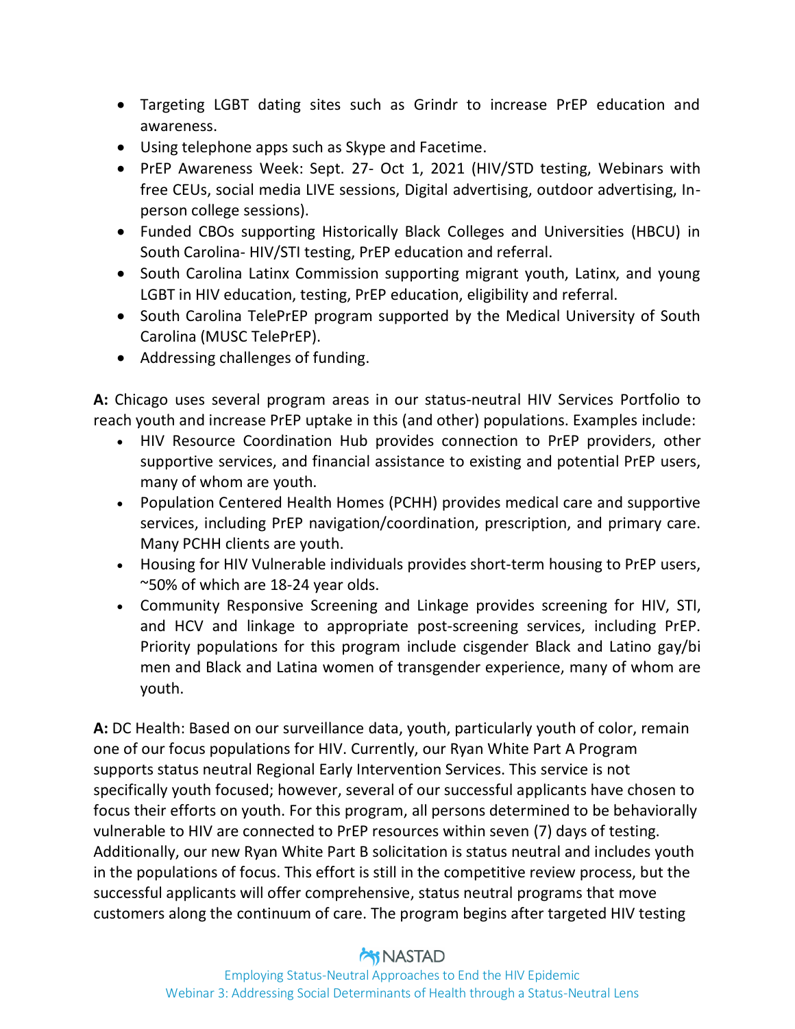- Targeting LGBT dating sites such as Grindr to increase PrEP education and awareness.
- Using telephone apps such as Skype and Facetime.
- PrEP Awareness Week: Sept. 27- Oct 1, 2021 (HIV/STD testing, Webinars with free CEUs, social media LIVE sessions, Digital advertising, outdoor advertising, In-person college sessions).
- Funded CBOs supporting Historically Black Colleges and Universities (HBCU) in South Carolina- HIV/STI testing, PrEP education and referral.
- South Carolina Latinx Commission supporting migrant youth, Latinx, and young LGBT in HIV education, testing, PrEP education, eligibility and referral.
- South Carolina TelePrEP program supported by the Medical University of South Carolina (MUSC TelePrEP).
- Addressing challenges of funding.

**A:** Chicago uses several program areas in our status-neutral HIV Services Portfolio to reach youth and increase PrEP uptake in this (and other) populations. Examples include:

- HIV Resource Coordination Hub provides connection to PrEP providers, other supportive services, and financial assistance to existing and potential PrEP users, many of whom are youth.
- Population Centered Health Homes (PCHH) provides medical care and supportive services, including PrEP navigation/coordination, prescription, and primary care. Many PCHH clients are youth.
- Housing for HIV Vulnerable individuals provides short-term housing to PrEP users, ~50% of which are 18-24 year olds.
- Community Responsive Screening and Linkage provides screening for HIV, STI, and HCV and linkage to appropriate post-screening services, including PrEP. Priority populations for this program include cisgender Black and Latino gay/bi men and Black and Latina women of transgender experience, many of whom are youth.

**A:** DC Health: Based on our surveillance data, youth, particularly youth of color, remain one of our focus populations for HIV. Currently, our Ryan White Part A Program supports status neutral Regional Early Intervention Services. This service is not specifically youth focused; however, several of our successful applicants have chosen to focus their efforts on youth. For this program, all persons determined to be behaviorally vulnerable to HIV are connected to PrEP resources within seven (7) days of testing. Additionally, our new Ryan White Part B solicitation is status neutral and includes youth in the populations of focus. This effort is still in the competitive review process, but the successful applicants will offer comprehensive, status neutral programs that move customers along the continuum of care. The program begins after targeted HIV testing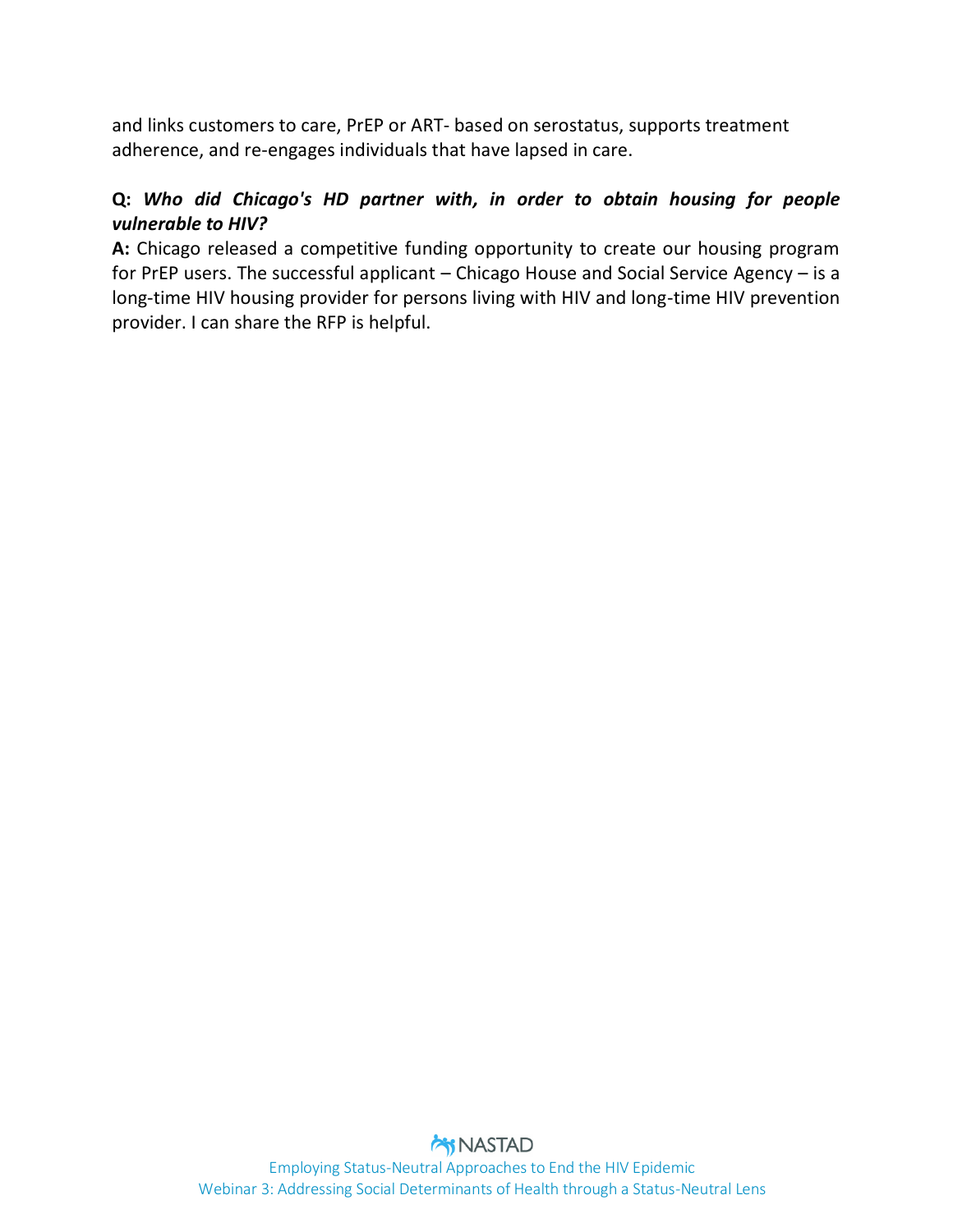and links customers to care, PrEP or ART- based on serostatus, supports treatment adherence, and re-engages individuals that have lapsed in care.

**Q:** ***Who did Chicago's HD partner with, in order to obtain housing for people vulnerable to HIV?***

**A:** Chicago released a competitive funding opportunity to create our housing program for PrEP users. The successful applicant – Chicago House and Social Service Agency – is a long-time HIV housing provider for persons living with HIV and long-time HIV prevention provider. I can share the RFP is helpful.